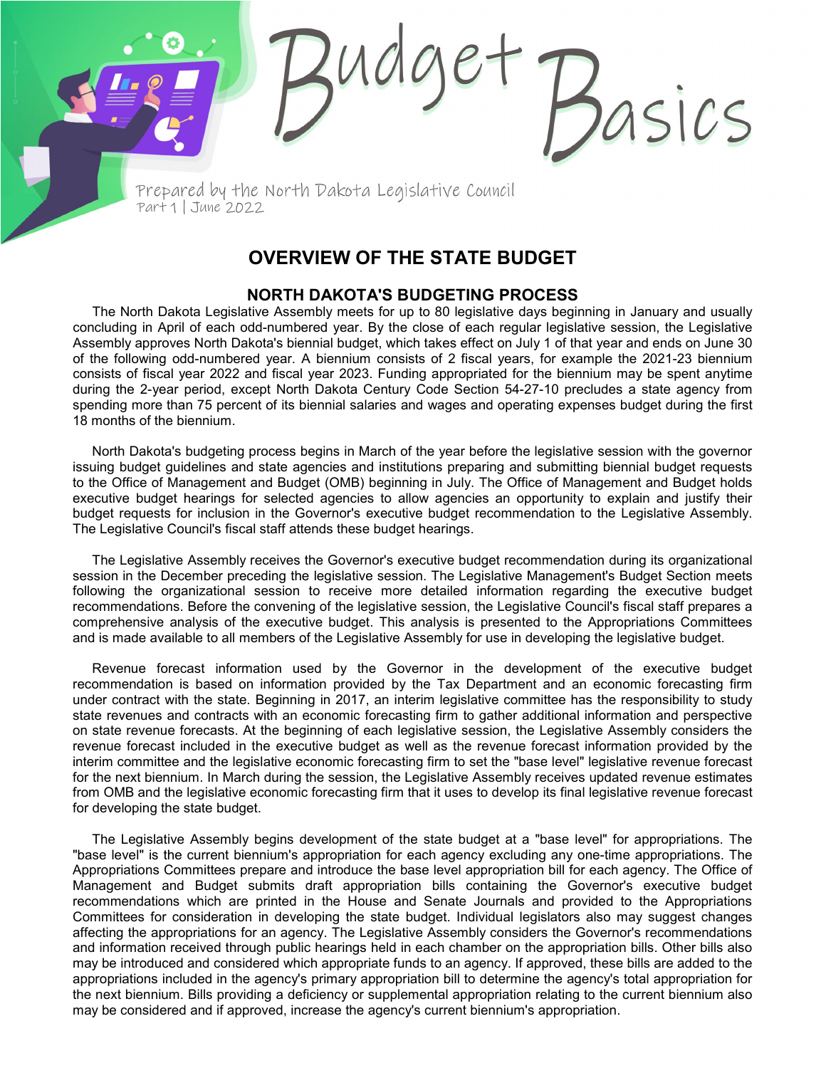# Budget Basics

Prepared by the North Dakota Legislative Council
Part 1 | June 2022

## OVERVIEW OF THE STATE BUDGET

### NORTH DAKOTA'S BUDGETING PROCESS

The North Dakota Legislative Assembly meets for up to 80 legislative days beginning in January and usually concluding in April of each odd-numbered year. By the close of each regular legislative session, the Legislative Assembly approves North Dakota's biennial budget, which takes effect on July 1 of that year and ends on June 30 of the following odd-numbered year. A biennium consists of 2 fiscal years, for example the 2021-23 biennium consists of fiscal year 2022 and fiscal year 2023. Funding appropriated for the biennium may be spent anytime during the 2-year period, except North Dakota Century Code Section 54-27-10 precludes a state agency from spending more than 75 percent of its biennial salaries and wages and operating expenses budget during the first 18 months of the biennium.

North Dakota's budgeting process begins in March of the year before the legislative session with the governor issuing budget guidelines and state agencies and institutions preparing and submitting biennial budget requests to the Office of Management and Budget (OMB) beginning in July. The Office of Management and Budget holds executive budget hearings for selected agencies to allow agencies an opportunity to explain and justify their budget requests for inclusion in the Governor's executive budget recommendation to the Legislative Assembly. The Legislative Council's fiscal staff attends these budget hearings.

The Legislative Assembly receives the Governor's executive budget recommendation during its organizational session in the December preceding the legislative session. The Legislative Management's Budget Section meets following the organizational session to receive more detailed information regarding the executive budget recommendations. Before the convening of the legislative session, the Legislative Council's fiscal staff prepares a comprehensive analysis of the executive budget. This analysis is presented to the Appropriations Committees and is made available to all members of the Legislative Assembly for use in developing the legislative budget.

Revenue forecast information used by the Governor in the development of the executive budget recommendation is based on information provided by the Tax Department and an economic forecasting firm under contract with the state. Beginning in 2017, an interim legislative committee has the responsibility to study state revenues and contracts with an economic forecasting firm to gather additional information and perspective on state revenue forecasts. At the beginning of each legislative session, the Legislative Assembly considers the revenue forecast included in the executive budget as well as the revenue forecast information provided by the interim committee and the legislative economic forecasting firm to set the "base level" legislative revenue forecast for the next biennium. In March during the session, the Legislative Assembly receives updated revenue estimates from OMB and the legislative economic forecasting firm that it uses to develop its final legislative revenue forecast for developing the state budget.

The Legislative Assembly begins development of the state budget at a "base level" for appropriations. The "base level" is the current biennium's appropriation for each agency excluding any one-time appropriations. The Appropriations Committees prepare and introduce the base level appropriation bill for each agency. The Office of Management and Budget submits draft appropriation bills containing the Governor's executive budget recommendations which are printed in the House and Senate Journals and provided to the Appropriations Committees for consideration in developing the state budget. Individual legislators also may suggest changes affecting the appropriations for an agency. The Legislative Assembly considers the Governor's recommendations and information received through public hearings held in each chamber on the appropriation bills. Other bills also may be introduced and considered which appropriate funds to an agency. If approved, these bills are added to the appropriations included in the agency's primary appropriation bill to determine the agency's total appropriation for the next biennium. Bills providing a deficiency or supplemental appropriation relating to the current biennium also may be considered and if approved, increase the agency's current biennium's appropriation.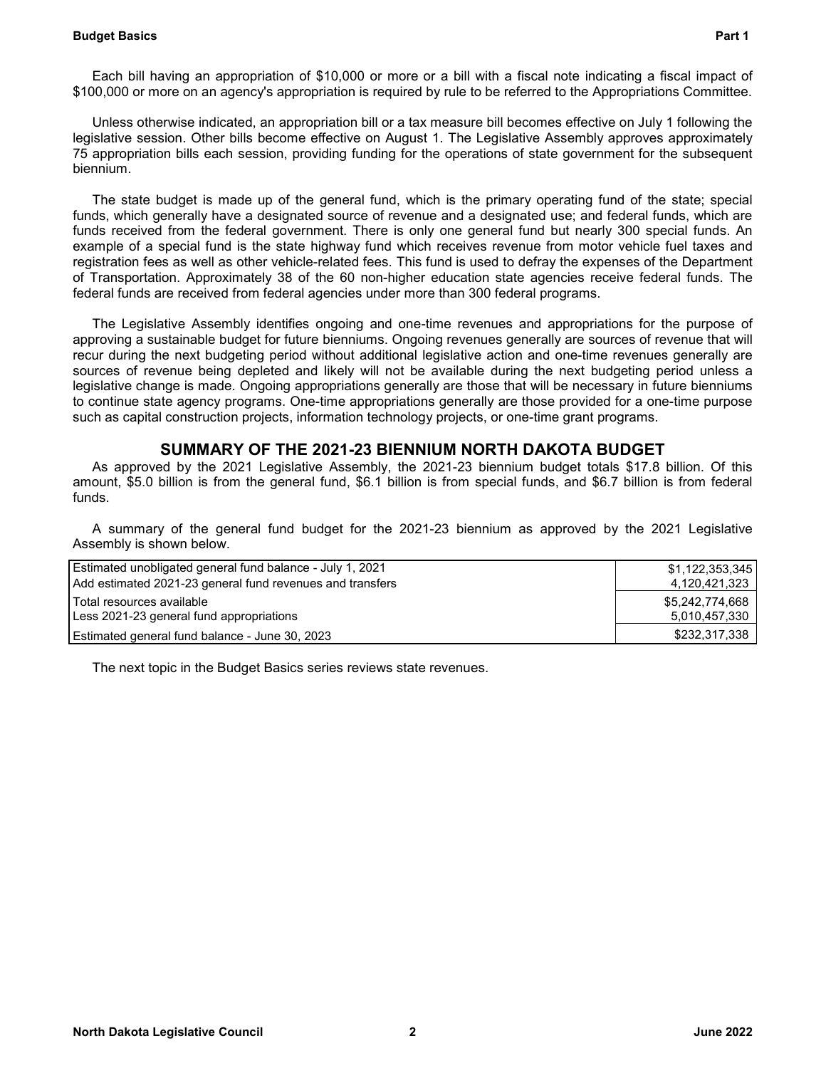Each bill having an appropriation of $10,000 or more or a bill with a fiscal note indicating a fiscal impact of $100,000 or more on an agency's appropriation is required by rule to be referred to the Appropriations Committee.

Unless otherwise indicated, an appropriation bill or a tax measure bill becomes effective on July 1 following the legislative session. Other bills become effective on August 1. The Legislative Assembly approves approximately 75 appropriation bills each session, providing funding for the operations of state government for the subsequent biennium.

The state budget is made up of the general fund, which is the primary operating fund of the state; special funds, which generally have a designated source of revenue and a designated use; and federal funds, which are funds received from the federal government. There is only one general fund but nearly 300 special funds. An example of a special fund is the state highway fund which receives revenue from motor vehicle fuel taxes and registration fees as well as other vehicle-related fees. This fund is used to defray the expenses of the Department of Transportation. Approximately 38 of the 60 non-higher education state agencies receive federal funds. The federal funds are received from federal agencies under more than 300 federal programs.

The Legislative Assembly identifies ongoing and one-time revenues and appropriations for the purpose of approving a sustainable budget for future bienniums. Ongoing revenues generally are sources of revenue that will recur during the next budgeting period without additional legislative action and one-time revenues generally are sources of revenue being depleted and likely will not be available during the next budgeting period unless a legislative change is made. Ongoing appropriations generally are those that will be necessary in future bienniums to continue state agency programs. One-time appropriations generally are those provided for a one-time purpose such as capital construction projects, information technology projects, or one-time grant programs.

## SUMMARY OF THE 2021-23 BIENNIUM NORTH DAKOTA BUDGET

As approved by the 2021 Legislative Assembly, the 2021-23 biennium budget totals $17.8 billion. Of this amount, $5.0 billion is from the general fund, $6.1 billion is from special funds, and $6.7 billion is from federal funds.

A summary of the general fund budget for the 2021-23 biennium as approved by the 2021 Legislative Assembly is shown below.

| | |
|---|---|
| Estimated unobligated general fund balance - July 1, 2021 | $1,122,353,345 |
| Add estimated 2021-23 general fund revenues and transfers | 4,120,421,323 |
| Total resources available | $5,242,774,668 |
| Less 2021-23 general fund appropriations | 5,010,457,330 |
| Estimated general fund balance - June 30, 2023 | $232,317,338 |

The next topic in the Budget Basics series reviews state revenues.